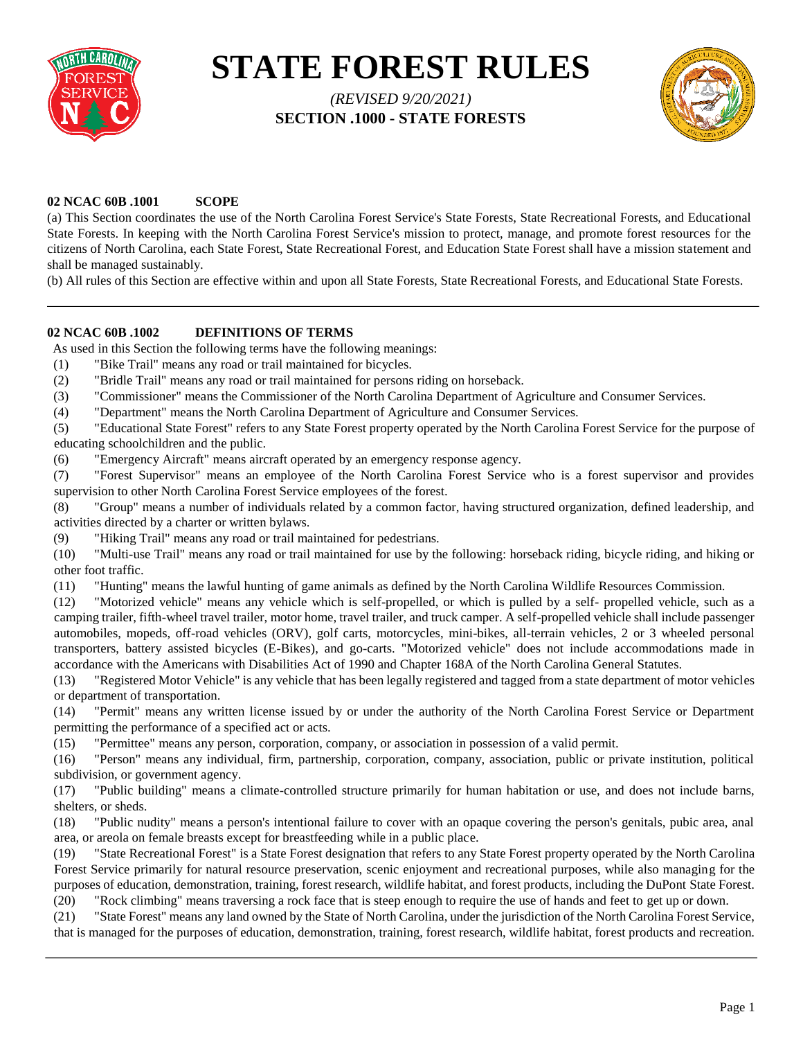# STATE FOREST RULES

*(REVISED 9/20/2021)*

**SECTION .1000 - STATE FORESTS**

**02 NCAC 60B .1001 SCOPE**

(a) This Section coordinates the use of the North Carolina Forest Service's State Forests, State Recreational Forests, and Educational State Forests. In keeping with the North Carolina Forest Service's mission to protect, manage, and promote forest resources for the citizens of North Carolina, each State Forest, State Recreational Forest, and Education State Forest shall have a mission statement and shall be managed sustainably.

(b) All rules of this Section are effective within and upon all State Forests, State Recreational Forests, and Educational State Forests.

---

**02 NCAC 60B .1002 DEFINITIONS OF TERMS**

As used in this Section the following terms have the following meanings:

(1) "Bike Trail" means any road or trail maintained for bicycles.

(2) "Bridle Trail" means any road or trail maintained for persons riding on horseback.

(3) "Commissioner" means the Commissioner of the North Carolina Department of Agriculture and Consumer Services.

(4) "Department" means the North Carolina Department of Agriculture and Consumer Services.

(5) "Educational State Forest" refers to any State Forest property operated by the North Carolina Forest Service for the purpose of educating schoolchildren and the public.

(6) "Emergency Aircraft" means aircraft operated by an emergency response agency.

(7) "Forest Supervisor" means an employee of the North Carolina Forest Service who is a forest supervisor and provides supervision to other North Carolina Forest Service employees of the forest.

(8) "Group" means a number of individuals related by a common factor, having structured organization, defined leadership, and activities directed by a charter or written bylaws.

(9) "Hiking Trail" means any road or trail maintained for pedestrians.

(10) "Multi-use Trail" means any road or trail maintained for use by the following: horseback riding, bicycle riding, and hiking or other foot traffic.

(11) "Hunting" means the lawful hunting of game animals as defined by the North Carolina Wildlife Resources Commission.

(12) "Motorized vehicle" means any vehicle which is self-propelled, or which is pulled by a self- propelled vehicle, such as a camping trailer, fifth-wheel travel trailer, motor home, travel trailer, and truck camper. A self-propelled vehicle shall include passenger automobiles, mopeds, off-road vehicles (ORV), golf carts, motorcycles, mini-bikes, all-terrain vehicles, 2 or 3 wheeled personal transporters, battery assisted bicycles (E-Bikes), and go-carts. "Motorized vehicle" does not include accommodations made in accordance with the Americans with Disabilities Act of 1990 and Chapter 168A of the North Carolina General Statutes.

(13) "Registered Motor Vehicle" is any vehicle that has been legally registered and tagged from a state department of motor vehicles or department of transportation.

(14) "Permit" means any written license issued by or under the authority of the North Carolina Forest Service or Department permitting the performance of a specified act or acts.

(15) "Permittee" means any person, corporation, company, or association in possession of a valid permit.

(16) "Person" means any individual, firm, partnership, corporation, company, association, public or private institution, political subdivision, or government agency.

(17) "Public building" means a climate-controlled structure primarily for human habitation or use, and does not include barns, shelters, or sheds.

(18) "Public nudity" means a person's intentional failure to cover with an opaque covering the person's genitals, pubic area, anal area, or areola on female breasts except for breastfeeding while in a public place.

(19) "State Recreational Forest" is a State Forest designation that refers to any State Forest property operated by the North Carolina Forest Service primarily for natural resource preservation, scenic enjoyment and recreational purposes, while also managing for the purposes of education, demonstration, training, forest research, wildlife habitat, and forest products, including the DuPont State Forest.

(20) "Rock climbing" means traversing a rock face that is steep enough to require the use of hands and feet to get up or down.

(21) "State Forest" means any land owned by the State of North Carolina, under the jurisdiction of the North Carolina Forest Service, that is managed for the purposes of education, demonstration, training, forest research, wildlife habitat, forest products and recreation.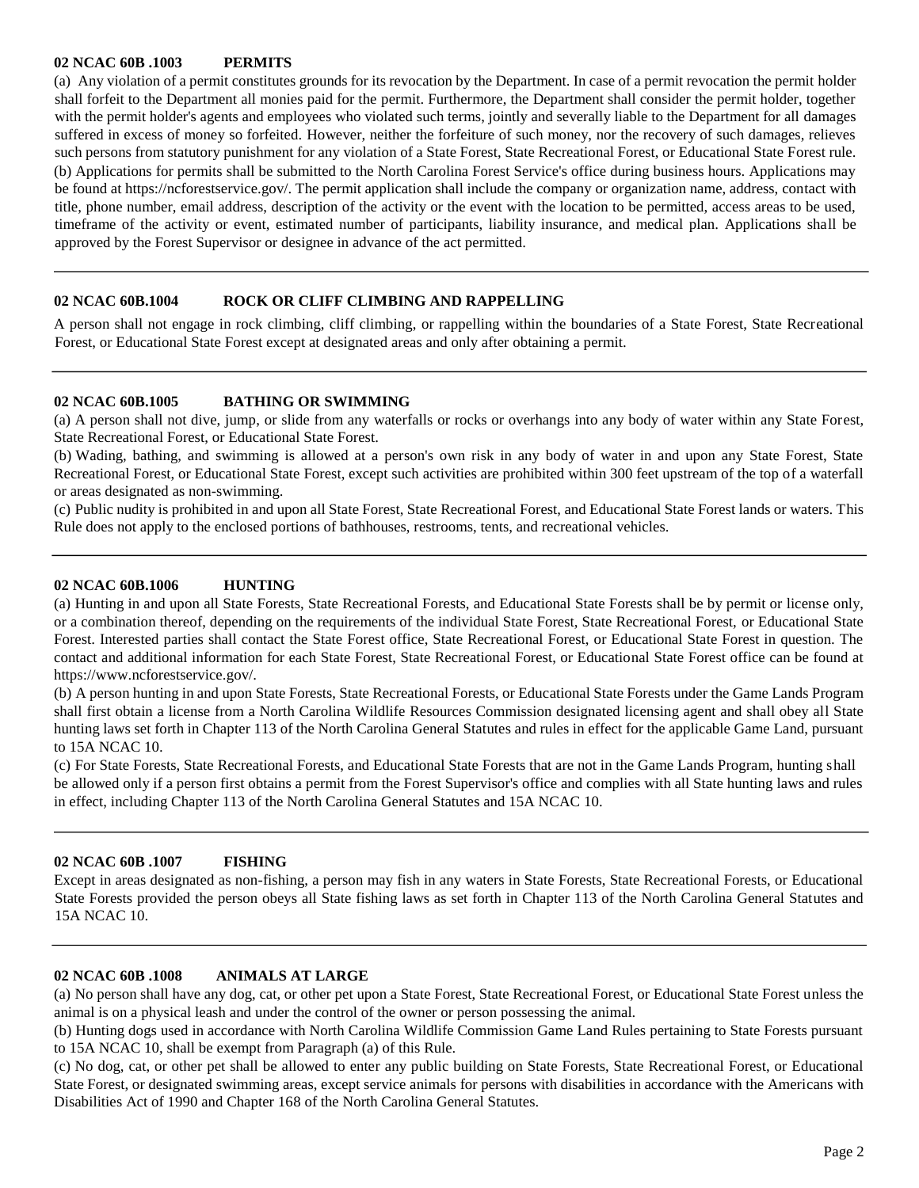## 02 NCAC 60B .1003 PERMITS

(a) Any violation of a permit constitutes grounds for its revocation by the Department. In case of a permit revocation the permit holder shall forfeit to the Department all monies paid for the permit. Furthermore, the Department shall consider the permit holder, together with the permit holder's agents and employees who violated such terms, jointly and severally liable to the Department for all damages suffered in excess of money so forfeited. However, neither the forfeiture of such money, nor the recovery of such damages, relieves such persons from statutory punishment for any violation of a State Forest, State Recreational Forest, or Educational State Forest rule.

(b) Applications for permits shall be submitted to the North Carolina Forest Service's office during business hours. Applications may be found at https://ncforestservice.gov/. The permit application shall include the company or organization name, address, contact with title, phone number, email address, description of the activity or the event with the location to be permitted, access areas to be used, timeframe of the activity or event, estimated number of participants, liability insurance, and medical plan. Applications shall be approved by the Forest Supervisor or designee in advance of the act permitted.

---

## 02 NCAC 60B.1004 ROCK OR CLIFF CLIMBING AND RAPPELLING

A person shall not engage in rock climbing, cliff climbing, or rappelling within the boundaries of a State Forest, State Recreational Forest, or Educational State Forest except at designated areas and only after obtaining a permit.

---

## 02 NCAC 60B.1005 BATHING OR SWIMMING

(a) A person shall not dive, jump, or slide from any waterfalls or rocks or overhangs into any body of water within any State Forest, State Recreational Forest, or Educational State Forest.

(b) Wading, bathing, and swimming is allowed at a person's own risk in any body of water in and upon any State Forest, State Recreational Forest, or Educational State Forest, except such activities are prohibited within 300 feet upstream of the top of a waterfall or areas designated as non-swimming.

(c) Public nudity is prohibited in and upon all State Forest, State Recreational Forest, and Educational State Forest lands or waters. This Rule does not apply to the enclosed portions of bathhouses, restrooms, tents, and recreational vehicles.

---

## 02 NCAC 60B.1006 HUNTING

(a) Hunting in and upon all State Forests, State Recreational Forests, and Educational State Forests shall be by permit or license only, or a combination thereof, depending on the requirements of the individual State Forest, State Recreational Forest, or Educational State Forest. Interested parties shall contact the State Forest office, State Recreational Forest, or Educational State Forest in question. The contact and additional information for each State Forest, State Recreational Forest, or Educational State Forest office can be found at https://www.ncforestservice.gov/.

(b) A person hunting in and upon State Forests, State Recreational Forests, or Educational State Forests under the Game Lands Program shall first obtain a license from a North Carolina Wildlife Resources Commission designated licensing agent and shall obey all State hunting laws set forth in Chapter 113 of the North Carolina General Statutes and rules in effect for the applicable Game Land, pursuant to 15A NCAC 10.

(c) For State Forests, State Recreational Forests, and Educational State Forests that are not in the Game Lands Program, hunting shall be allowed only if a person first obtains a permit from the Forest Supervisor's office and complies with all State hunting laws and rules in effect, including Chapter 113 of the North Carolina General Statutes and 15A NCAC 10.

---

## 02 NCAC 60B .1007 FISHING

Except in areas designated as non-fishing, a person may fish in any waters in State Forests, State Recreational Forests, or Educational State Forests provided the person obeys all State fishing laws as set forth in Chapter 113 of the North Carolina General Statutes and 15A NCAC 10.

---

## 02 NCAC 60B .1008 ANIMALS AT LARGE

(a) No person shall have any dog, cat, or other pet upon a State Forest, State Recreational Forest, or Educational State Forest unless the animal is on a physical leash and under the control of the owner or person possessing the animal.

(b) Hunting dogs used in accordance with North Carolina Wildlife Commission Game Land Rules pertaining to State Forests pursuant to 15A NCAC 10, shall be exempt from Paragraph (a) of this Rule.

(c) No dog, cat, or other pet shall be allowed to enter any public building on State Forests, State Recreational Forest, or Educational State Forest, or designated swimming areas, except service animals for persons with disabilities in accordance with the Americans with Disabilities Act of 1990 and Chapter 168 of the North Carolina General Statutes.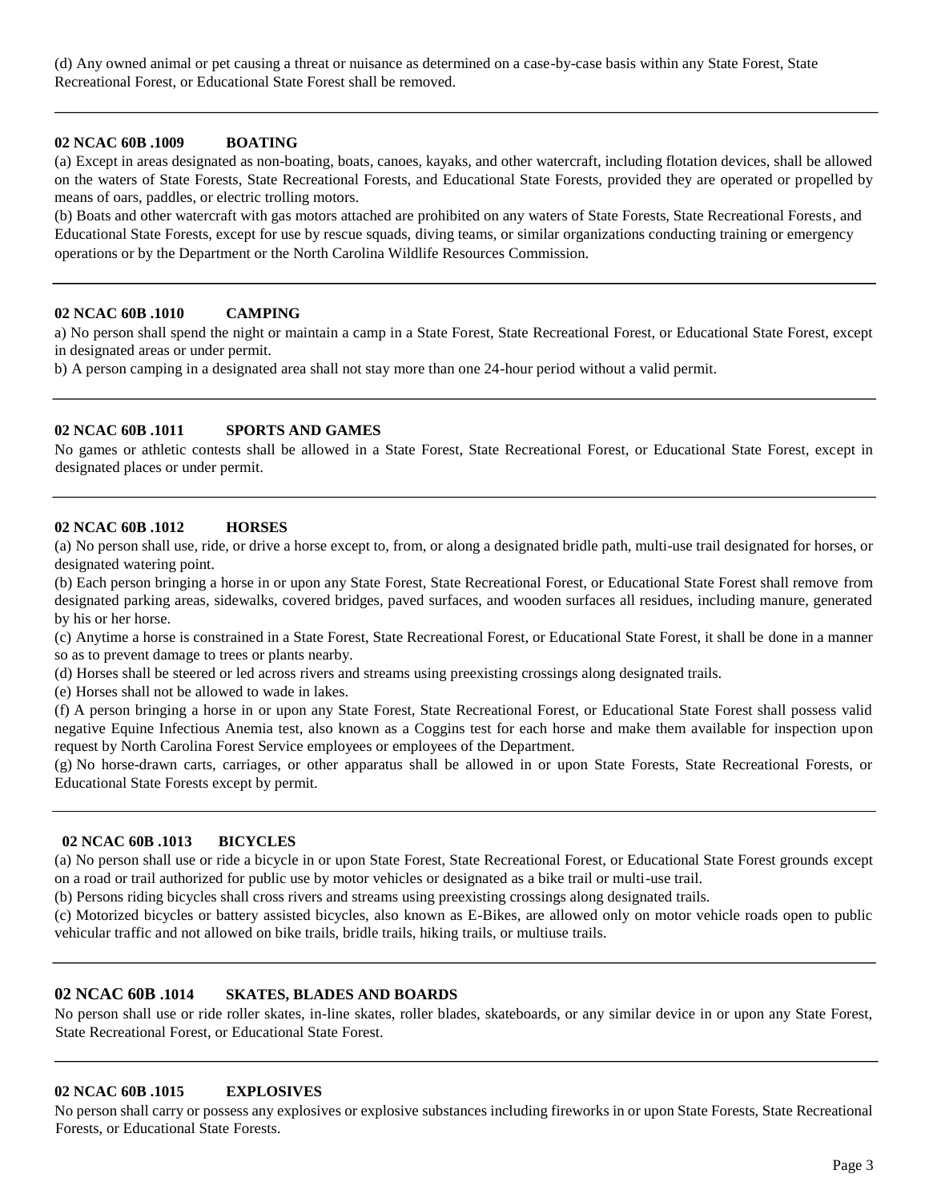(d) Any owned animal or pet causing a threat or nuisance as determined on a case-by-case basis within any State Forest, State Recreational Forest, or Educational State Forest shall be removed.

---

### 02 NCAC 60B .1009 BOATING

(a) Except in areas designated as non-boating, boats, canoes, kayaks, and other watercraft, including flotation devices, shall be allowed on the waters of State Forests, State Recreational Forests, and Educational State Forests, provided they are operated or propelled by means of oars, paddles, or electric trolling motors.

(b) Boats and other watercraft with gas motors attached are prohibited on any waters of State Forests, State Recreational Forests, and Educational State Forests, except for use by rescue squads, diving teams, or similar organizations conducting training or emergency operations or by the Department or the North Carolina Wildlife Resources Commission.

---

### 02 NCAC 60B .1010 CAMPING

a) No person shall spend the night or maintain a camp in a State Forest, State Recreational Forest, or Educational State Forest, except in designated areas or under permit.

b) A person camping in a designated area shall not stay more than one 24-hour period without a valid permit.

---

### 02 NCAC 60B .1011 SPORTS AND GAMES

No games or athletic contests shall be allowed in a State Forest, State Recreational Forest, or Educational State Forest, except in designated places or under permit.

---

### 02 NCAC 60B .1012 HORSES

(a) No person shall use, ride, or drive a horse except to, from, or along a designated bridle path, multi-use trail designated for horses, or designated watering point.

(b) Each person bringing a horse in or upon any State Forest, State Recreational Forest, or Educational State Forest shall remove from designated parking areas, sidewalks, covered bridges, paved surfaces, and wooden surfaces all residues, including manure, generated by his or her horse.

(c) Anytime a horse is constrained in a State Forest, State Recreational Forest, or Educational State Forest, it shall be done in a manner so as to prevent damage to trees or plants nearby.

(d) Horses shall be steered or led across rivers and streams using preexisting crossings along designated trails.

(e) Horses shall not be allowed to wade in lakes.

(f) A person bringing a horse in or upon any State Forest, State Recreational Forest, or Educational State Forest shall possess valid negative Equine Infectious Anemia test, also known as a Coggins test for each horse and make them available for inspection upon request by North Carolina Forest Service employees or employees of the Department.

(g) No horse-drawn carts, carriages, or other apparatus shall be allowed in or upon State Forests, State Recreational Forests, or Educational State Forests except by permit.

---

### 02 NCAC 60B .1013 BICYCLES

(a) No person shall use or ride a bicycle in or upon State Forest, State Recreational Forest, or Educational State Forest grounds except on a road or trail authorized for public use by motor vehicles or designated as a bike trail or multi-use trail.

(b) Persons riding bicycles shall cross rivers and streams using preexisting crossings along designated trails.

(c) Motorized bicycles or battery assisted bicycles, also known as E-Bikes, are allowed only on motor vehicle roads open to public vehicular traffic and not allowed on bike trails, bridle trails, hiking trails, or multiuse trails.

---

### 02 NCAC 60B .1014 SKATES, BLADES AND BOARDS

No person shall use or ride roller skates, in-line skates, roller blades, skateboards, or any similar device in or upon any State Forest, State Recreational Forest, or Educational State Forest.

---

### 02 NCAC 60B .1015 EXPLOSIVES

No person shall carry or possess any explosives or explosive substances including fireworks in or upon State Forests, State Recreational Forests, or Educational State Forests.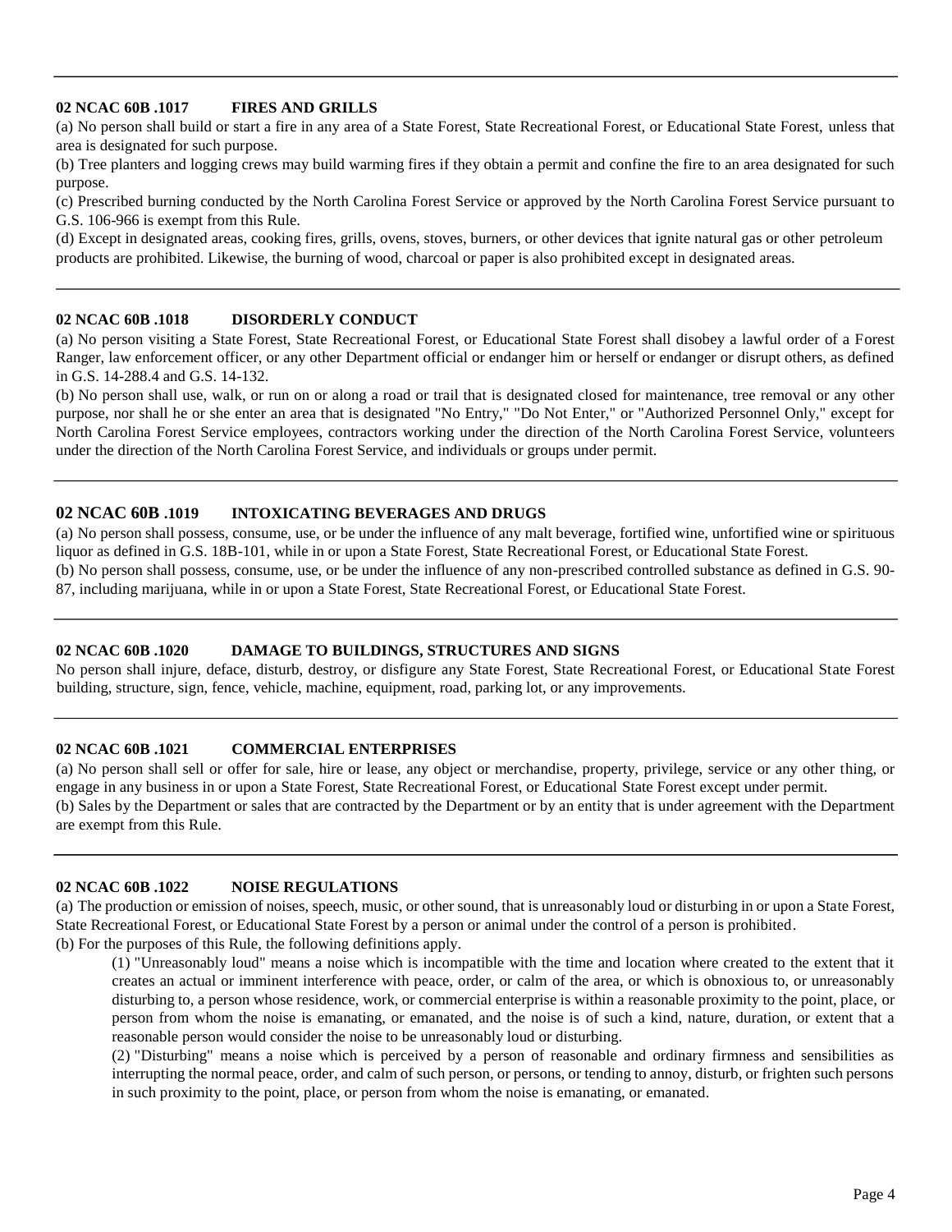### 02 NCAC 60B .1017 FIRES AND GRILLS

(a) No person shall build or start a fire in any area of a State Forest, State Recreational Forest, or Educational State Forest, unless that area is designated for such purpose.

(b) Tree planters and logging crews may build warming fires if they obtain a permit and confine the fire to an area designated for such purpose.

(c) Prescribed burning conducted by the North Carolina Forest Service or approved by the North Carolina Forest Service pursuant to G.S. 106-966 is exempt from this Rule.

(d) Except in designated areas, cooking fires, grills, ovens, stoves, burners, or other devices that ignite natural gas or other petroleum products are prohibited. Likewise, the burning of wood, charcoal or paper is also prohibited except in designated areas.

---

### 02 NCAC 60B .1018 DISORDERLY CONDUCT

(a) No person visiting a State Forest, State Recreational Forest, or Educational State Forest shall disobey a lawful order of a Forest Ranger, law enforcement officer, or any other Department official or endanger him or herself or endanger or disrupt others, as defined in G.S. 14-288.4 and G.S. 14-132.

(b) No person shall use, walk, or run on or along a road or trail that is designated closed for maintenance, tree removal or any other purpose, nor shall he or she enter an area that is designated "No Entry," "Do Not Enter," or "Authorized Personnel Only," except for North Carolina Forest Service employees, contractors working under the direction of the North Carolina Forest Service, volunteers under the direction of the North Carolina Forest Service, and individuals or groups under permit.

---

### 02 NCAC 60B .1019 INTOXICATING BEVERAGES AND DRUGS

(a) No person shall possess, consume, use, or be under the influence of any malt beverage, fortified wine, unfortified wine or spirituous liquor as defined in G.S. 18B-101, while in or upon a State Forest, State Recreational Forest, or Educational State Forest.

(b) No person shall possess, consume, use, or be under the influence of any non-prescribed controlled substance as defined in G.S. 90-87, including marijuana, while in or upon a State Forest, State Recreational Forest, or Educational State Forest.

---

### 02 NCAC 60B .1020 DAMAGE TO BUILDINGS, STRUCTURES AND SIGNS

No person shall injure, deface, disturb, destroy, or disfigure any State Forest, State Recreational Forest, or Educational State Forest building, structure, sign, fence, vehicle, machine, equipment, road, parking lot, or any improvements.

---

### 02 NCAC 60B .1021 COMMERCIAL ENTERPRISES

(a) No person shall sell or offer for sale, hire or lease, any object or merchandise, property, privilege, service or any other thing, or engage in any business in or upon a State Forest, State Recreational Forest, or Educational State Forest except under permit.

(b) Sales by the Department or sales that are contracted by the Department or by an entity that is under agreement with the Department are exempt from this Rule.

---

### 02 NCAC 60B .1022 NOISE REGULATIONS

(a) The production or emission of noises, speech, music, or other sound, that is unreasonably loud or disturbing in or upon a State Forest, State Recreational Forest, or Educational State Forest by a person or animal under the control of a person is prohibited.

(b) For the purposes of this Rule, the following definitions apply.

(1) "Unreasonably loud" means a noise which is incompatible with the time and location where created to the extent that it creates an actual or imminent interference with peace, order, or calm of the area, or which is obnoxious to, or unreasonably disturbing to, a person whose residence, work, or commercial enterprise is within a reasonable proximity to the point, place, or person from whom the noise is emanating, or emanated, and the noise is of such a kind, nature, duration, or extent that a reasonable person would consider the noise to be unreasonably loud or disturbing.

(2) "Disturbing" means a noise which is perceived by a person of reasonable and ordinary firmness and sensibilities as interrupting the normal peace, order, and calm of such person, or persons, or tending to annoy, disturb, or frighten such persons in such proximity to the point, place, or person from whom the noise is emanating, or emanated.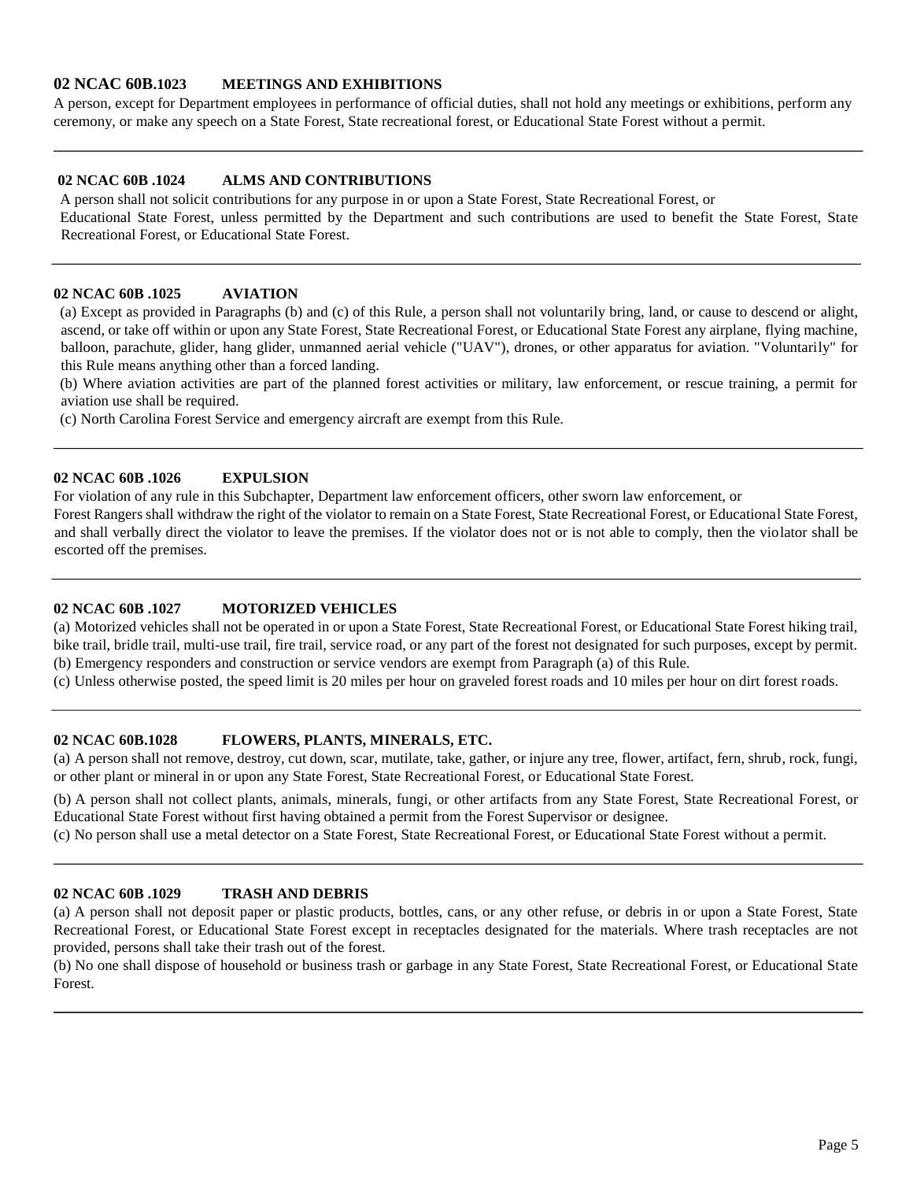### 02 NCAC 60B.1023 MEETINGS AND EXHIBITIONS

A person, except for Department employees in performance of official duties, shall not hold any meetings or exhibitions, perform any ceremony, or make any speech on a State Forest, State recreational forest, or Educational State Forest without a permit.

---

### 02 NCAC 60B .1024 ALMS AND CONTRIBUTIONS

A person shall not solicit contributions for any purpose in or upon a State Forest, State Recreational Forest, or Educational State Forest, unless permitted by the Department and such contributions are used to benefit the State Forest, State Recreational Forest, or Educational State Forest.

---

### 02 NCAC 60B .1025 AVIATION

(a) Except as provided in Paragraphs (b) and (c) of this Rule, a person shall not voluntarily bring, land, or cause to descend or alight, ascend, or take off within or upon any State Forest, State Recreational Forest, or Educational State Forest any airplane, flying machine, balloon, parachute, glider, hang glider, unmanned aerial vehicle ("UAV"), drones, or other apparatus for aviation. "Voluntarily" for this Rule means anything other than a forced landing.

(b) Where aviation activities are part of the planned forest activities or military, law enforcement, or rescue training, a permit for aviation use shall be required.

(c) North Carolina Forest Service and emergency aircraft are exempt from this Rule.

---

### 02 NCAC 60B .1026 EXPULSION

For violation of any rule in this Subchapter, Department law enforcement officers, other sworn law enforcement, or Forest Rangers shall withdraw the right of the violator to remain on a State Forest, State Recreational Forest, or Educational State Forest, and shall verbally direct the violator to leave the premises. If the violator does not or is not able to comply, then the violator shall be escorted off the premises.

---

### 02 NCAC 60B .1027 MOTORIZED VEHICLES

(a) Motorized vehicles shall not be operated in or upon a State Forest, State Recreational Forest, or Educational State Forest hiking trail, bike trail, bridle trail, multi-use trail, fire trail, service road, or any part of the forest not designated for such purposes, except by permit.

(b) Emergency responders and construction or service vendors are exempt from Paragraph (a) of this Rule.

(c) Unless otherwise posted, the speed limit is 20 miles per hour on graveled forest roads and 10 miles per hour on dirt forest roads.

---

### 02 NCAC 60B.1028 FLOWERS, PLANTS, MINERALS, ETC.

(a) A person shall not remove, destroy, cut down, scar, mutilate, take, gather, or injure any tree, flower, artifact, fern, shrub, rock, fungi, or other plant or mineral in or upon any State Forest, State Recreational Forest, or Educational State Forest.

(b) A person shall not collect plants, animals, minerals, fungi, or other artifacts from any State Forest, State Recreational Forest, or Educational State Forest without first having obtained a permit from the Forest Supervisor or designee.

(c) No person shall use a metal detector on a State Forest, State Recreational Forest, or Educational State Forest without a permit.

---

### 02 NCAC 60B .1029 TRASH AND DEBRIS

(a) A person shall not deposit paper or plastic products, bottles, cans, or any other refuse, or debris in or upon a State Forest, State Recreational Forest, or Educational State Forest except in receptacles designated for the materials. Where trash receptacles are not provided, persons shall take their trash out of the forest.

(b) No one shall dispose of household or business trash or garbage in any State Forest, State Recreational Forest, or Educational State Forest.

---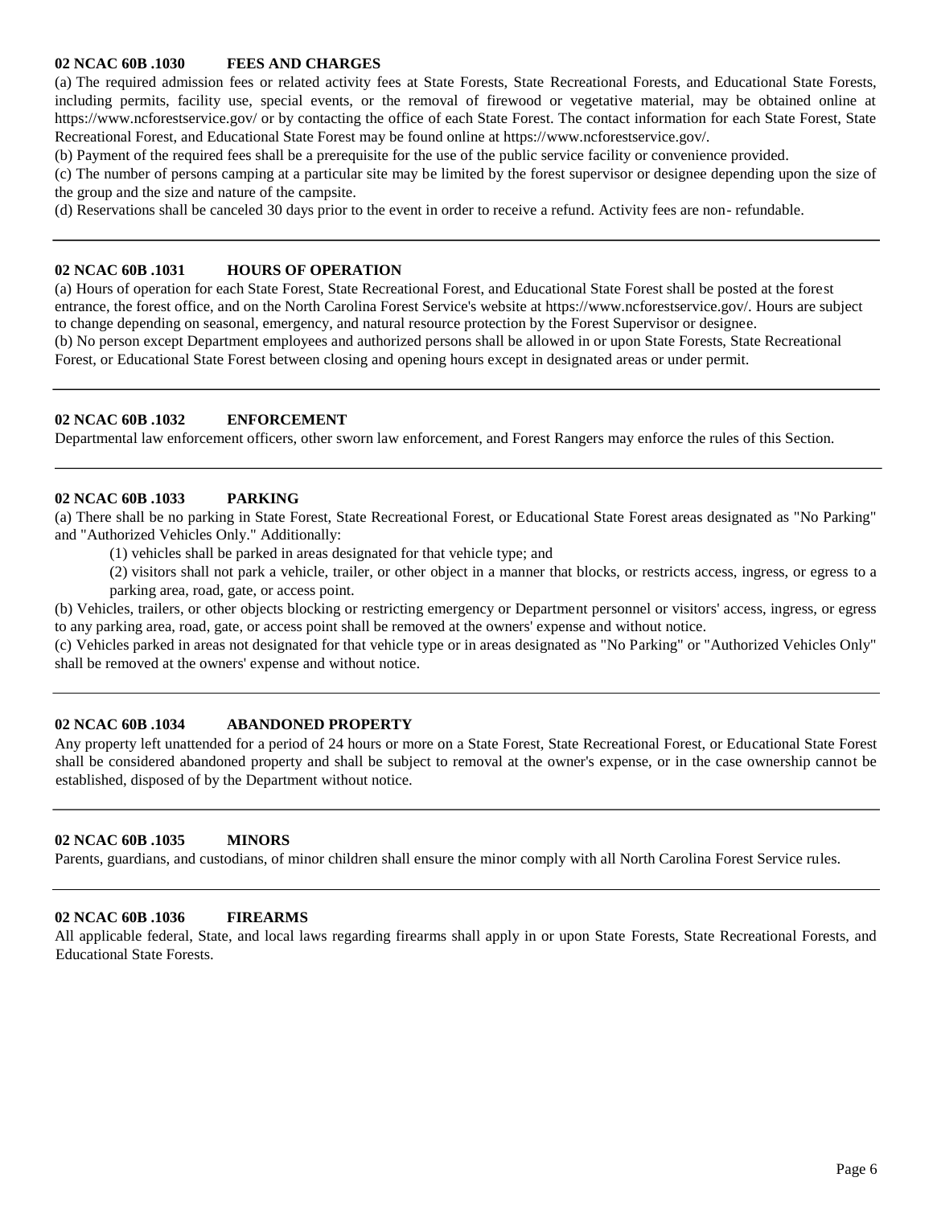**02 NCAC 60B .1030 FEES AND CHARGES**

(a) The required admission fees or related activity fees at State Forests, State Recreational Forests, and Educational State Forests, including permits, facility use, special events, or the removal of firewood or vegetative material, may be obtained online at https://www.ncforestservice.gov/ or by contacting the office of each State Forest. The contact information for each State Forest, State Recreational Forest, and Educational State Forest may be found online at https://www.ncforestservice.gov/.

(b) Payment of the required fees shall be a prerequisite for the use of the public service facility or convenience provided.

(c) The number of persons camping at a particular site may be limited by the forest supervisor or designee depending upon the size of the group and the size and nature of the campsite.

(d) Reservations shall be canceled 30 days prior to the event in order to receive a refund. Activity fees are non- refundable.

---

**02 NCAC 60B .1031 HOURS OF OPERATION**

(a) Hours of operation for each State Forest, State Recreational Forest, and Educational State Forest shall be posted at the forest entrance, the forest office, and on the North Carolina Forest Service's website at https://www.ncforestservice.gov/. Hours are subject to change depending on seasonal, emergency, and natural resource protection by the Forest Supervisor or designee.

(b) No person except Department employees and authorized persons shall be allowed in or upon State Forests, State Recreational Forest, or Educational State Forest between closing and opening hours except in designated areas or under permit.

---

**02 NCAC 60B .1032 ENFORCEMENT**

Departmental law enforcement officers, other sworn law enforcement, and Forest Rangers may enforce the rules of this Section.

---

**02 NCAC 60B .1033 PARKING**

(a) There shall be no parking in State Forest, State Recreational Forest, or Educational State Forest areas designated as "No Parking" and "Authorized Vehicles Only." Additionally:

(1) vehicles shall be parked in areas designated for that vehicle type; and

(2) visitors shall not park a vehicle, trailer, or other object in a manner that blocks, or restricts access, ingress, or egress to a parking area, road, gate, or access point.

(b) Vehicles, trailers, or other objects blocking or restricting emergency or Department personnel or visitors' access, ingress, or egress to any parking area, road, gate, or access point shall be removed at the owners' expense and without notice.

(c) Vehicles parked in areas not designated for that vehicle type or in areas designated as "No Parking" or "Authorized Vehicles Only" shall be removed at the owners' expense and without notice.

---

**02 NCAC 60B .1034 ABANDONED PROPERTY**

Any property left unattended for a period of 24 hours or more on a State Forest, State Recreational Forest, or Educational State Forest shall be considered abandoned property and shall be subject to removal at the owner's expense, or in the case ownership cannot be established, disposed of by the Department without notice.

---

**02 NCAC 60B .1035 MINORS**

Parents, guardians, and custodians, of minor children shall ensure the minor comply with all North Carolina Forest Service rules.

---

**02 NCAC 60B .1036 FIREARMS**

All applicable federal, State, and local laws regarding firearms shall apply in or upon State Forests, State Recreational Forests, and Educational State Forests.